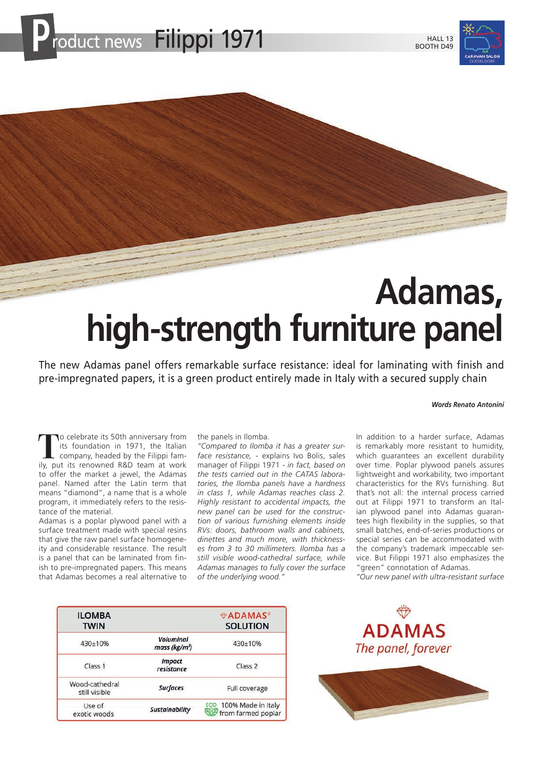# Product news Filippi 1971

HALL 13
BOOTH D49

# Adamas, high-strength furniture panel

The new Adamas panel offers remarkable surface resistance: ideal for laminating with finish and pre-impregnated papers, it is a green product entirely made in Italy with a secured supply chain

***Words Renato Antonini***

To celebrate its 50th anniversary from its foundation in 1971, the Italian company, headed by the Filippi family, put its renowned R&D team at work to offer the market a jewel, the Adamas panel. Named after the Latin term that means "diamond", a name that is a whole program, it immediately refers to the resistance of the material.

Adamas is a poplar plywood panel with a surface treatment made with special resins that give the raw panel surface homogeneity and considerable resistance. The result is a panel that can be laminated from finish to pre-impregnated papers. This means that Adamas becomes a real alternative to the panels in Ilomba.

*"Compared to Ilomba it has a greater surface resistance,* - explains Ivo Bolis, sales manager of Filippi 1971 - *in fact, based on the tests carried out in the CATAS laboratories, the Ilomba panels have a hardness in class 1, while Adamas reaches class 2. Highly resistant to accidental impacts, the new panel can be used for the construction of various furnishing elements inside RVs: doors, bathroom walls and cabinets, dinettes and much more, with thicknesses from 3 to 30 millimeters. Ilomba has a still visible wood-cathedral surface, while Adamas manages to fully cover the surface of the underlying wood."*

In addition to a harder surface, Adamas is remarkably more resistant to humidity, which guarantees an excellent durability over time. Poplar plywood panels assures lightweight and workability, two important characteristics for the RVs furnishing. But that's not all: the internal process carried out at Filippi 1971 to transform an Italian plywood panel into Adamas guarantees high flexibility in the supplies, so that small batches, end-of-series productions or special series can be accommodated with the company's trademark impeccable service. But Filippi 1971 also emphasizes the "green" connotation of Adamas.

*"Our new panel with ultra-resistant surface*

| ILOMBA TWIN | | ADAMAS® SOLUTION |
|---|---|---|
| 430±10% | *Voluminal mass (kg/m$^3$)* | 430±10% |
| Class 1 | *Impact resistance* | Class 2 |
| Wood-cathedral still visible | *Surfaces* | Full coverage |
| Use of exotic woods | *Sustainability* | ECO 100% Made in Italy from farmed poplar |

ADAMAS
*The panel, forever*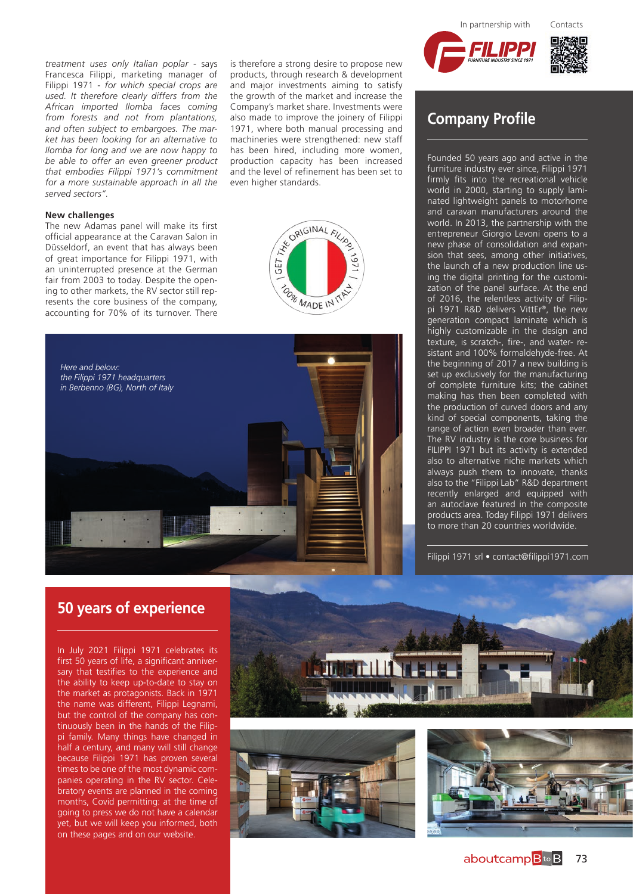*treatment uses only Italian poplar* - says Francesca Filippi, marketing manager of Filippi 1971 - *for which special crops are used. It therefore clearly differs from the African imported Ilomba faces coming from forests and not from plantations, and often subject to embargoes. The market has been looking for an alternative to Ilomba for long and we are now happy to be able to offer an even greener product that embodies Filippi 1971's commitment for a more sustainable approach in all the served sectors".*

**New challenges**

The new Adamas panel will make its first official appearance at the Caravan Salon in Düsseldorf, an event that has always been of great importance for Filippi 1971, with an uninterrupted presence at the German fair from 2003 to today. Despite the opening to other markets, the RV sector still represents the core business of the company, accounting for 70% of its turnover. There is therefore a strong desire to propose new products, through research & development and major investments aiming to satisfy the growth of the market and increase the Company's market share. Investments were also made to improve the joinery of Filippi 1971, where both manual processing and machineries were strengthened: new staff has been hired, including more women, production capacity has been increased and the level of refinement has been set to even higher standards.

GET THE ORIGINAL FILIPPI 1971 | 100% MADE IN ITALY

*Here and below: the Filippi 1971 headquarters in Berbenno (BG), North of Italy*

In partnership with

Contacts

## Company Profile

Founded 50 years ago and active in the furniture industry ever since, Filippi 1971 firmly fits into the recreational vehicle world in 2000, starting to supply laminated lightweight panels to motorhome and caravan manufacturers around the world. In 2013, the partnership with the entrepreneur Giorgio Levoni opens to a new phase of consolidation and expansion that sees, among other initiatives, the launch of a new production line using the digital printing for the customization of the panel surface. At the end of 2016, the relentless activity of Filippi 1971 R&D delivers VittEr®, the new generation compact laminate which is highly customizable in the design and texture, is scratch-, fire-, and water- resistant and 100% formaldehyde-free. At the beginning of 2017 a new building is set up exclusively for the manufacturing of complete furniture kits; the cabinet making has then been completed with the production of curved doors and any kind of special components, taking the range of action even broader than ever. The RV industry is the core business for FILIPPI 1971 but its activity is extended also to alternative niche markets which always push them to innovate, thanks also to the "Filippi Lab" R&D department recently enlarged and equipped with an autoclave featured in the composite products area. Today Filippi 1971 delivers to more than 20 countries worldwide.

Filippi 1971 srl • contact@filippi1971.com

## 50 years of experience

In July 2021 Filippi 1971 celebrates its first 50 years of life, a significant anniversary that testifies to the experience and the ability to keep up-to-date to stay on the market as protagonists. Back in 1971 the name was different, Filippi Legnami, but the control of the company has continuously been in the hands of the Filippi family. Many things have changed in half a century, and many will still change because Filippi 1971 has proven several times to be one of the most dynamic companies operating in the RV sector. Celebratory events are planned in the coming months, Covid permitting: at the time of going to press we do not have a calendar yet, but we will keep you informed, both on these pages and on our website.